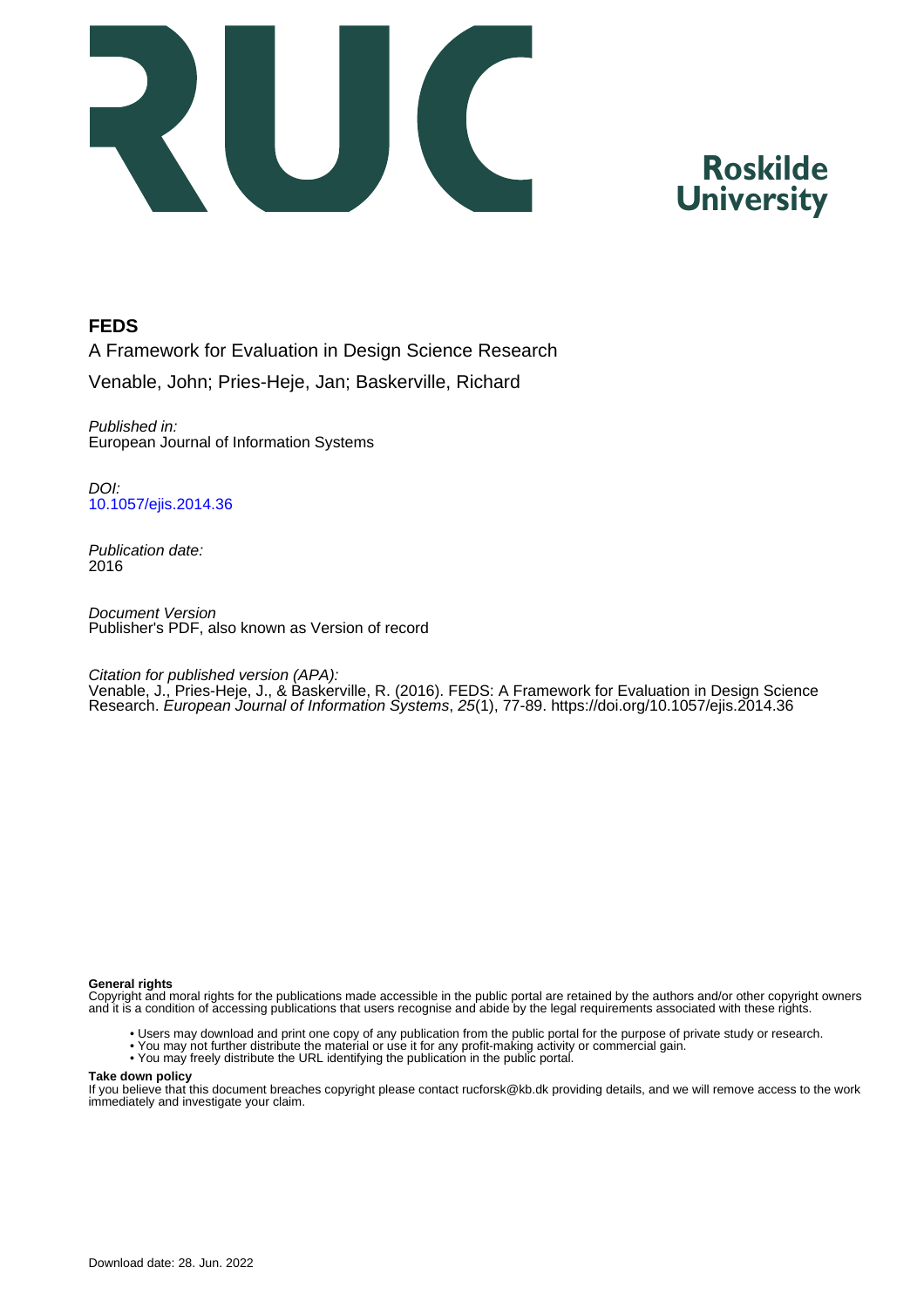Roskilde University

# FEDS

A Framework for Evaluation in Design Science Research

Venable, John; Pries-Heje, Jan; Baskerville, Richard

*Published in:*
European Journal of Information Systems

*DOI:*
10.1057/ejis.2014.36

*Publication date:*
2016

*Document Version*
Publisher's PDF, also known as Version of record

*Citation for published version (APA):*
Venable, J., Pries-Heje, J., & Baskerville, R. (2016). FEDS: A Framework for Evaluation in Design Science Research. *European Journal of Information Systems*, *25*(1), 77-89. https://doi.org/10.1057/ejis.2014.36

**General rights**
Copyright and moral rights for the publications made accessible in the public portal are retained by the authors and/or other copyright owners and it is a condition of accessing publications that users recognise and abide by the legal requirements associated with these rights.

- Users may download and print one copy of any publication from the public portal for the purpose of private study or research.
- You may not further distribute the material or use it for any profit-making activity or commercial gain.
- You may freely distribute the URL identifying the publication in the public portal.

**Take down policy**
If you believe that this document breaches copyright please contact rucforsk@kb.dk providing details, and we will remove access to the work immediately and investigate your claim.

Download date: 28. Jun. 2022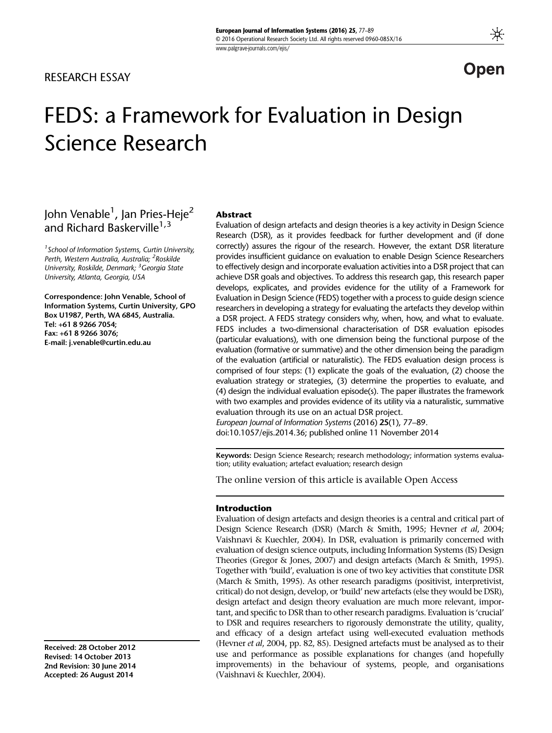RESEARCH ESSAY

Open

# FEDS: a Framework for Evaluation in Design Science Research

John Venable[1], Jan Pries-Heje[2] and Richard Baskerville[1,3]

*[1]School of Information Systems, Curtin University, Perth, Western Australia, Australia; [2]Roskilde University, Roskilde, Denmark; [3]Georgia State University, Atlanta, Georgia, USA*

**Correspondence: John Venable, School of Information Systems, Curtin University, GPO Box U1987, Perth, WA 6845, Australia. Tel: +61 8 9266 7054; Fax: +61 8 9266 3076; E-mail: j.venable@curtin.edu.au**

**Received: 28 October 2012**
**Revised: 14 October 2013**
**2nd Revision: 30 June 2014**
**Accepted: 26 August 2014**

## Abstract

Evaluation of design artefacts and design theories is a key activity in Design Science Research (DSR), as it provides feedback for further development and (if done correctly) assures the rigour of the research. However, the extant DSR literature provides insufficient guidance on evaluation to enable Design Science Researchers to effectively design and incorporate evaluation activities into a DSR project that can achieve DSR goals and objectives. To address this research gap, this research paper develops, explicates, and provides evidence for the utility of a Framework for Evaluation in Design Science (FEDS) together with a process to guide design science researchers in developing a strategy for evaluating the artefacts they develop within a DSR project. A FEDS strategy considers why, when, how, and what to evaluate. FEDS includes a two-dimensional characterisation of DSR evaluation episodes (particular evaluations), with one dimension being the functional purpose of the evaluation (formative or summative) and the other dimension being the paradigm of the evaluation (artificial or naturalistic). The FEDS evaluation design process is comprised of four steps: (1) explicate the goals of the evaluation, (2) choose the evaluation strategy or strategies, (3) determine the properties to evaluate, and (4) design the individual evaluation episode(s). The paper illustrates the framework with two examples and provides evidence of its utility via a naturalistic, summative evaluation through its use on an actual DSR project.

*European Journal of Information Systems* (2016) **25**(1), 77–89.
doi:10.1057/ejis.2014.36; published online 11 November 2014

**Keywords:** Design Science Research; research methodology; information systems evaluation; utility evaluation; artefact evaluation; research design

The online version of this article is available Open Access

## Introduction

Evaluation of design artefacts and design theories is a central and critical part of Design Science Research (DSR) (March & Smith, 1995; Hevner *et al*, 2004; Vaishnavi & Kuechler, 2004). In DSR, evaluation is primarily concerned with evaluation of design science outputs, including Information Systems (IS) Design Theories (Gregor & Jones, 2007) and design artefacts (March & Smith, 1995). Together with 'build', evaluation is one of two key activities that constitute DSR (March & Smith, 1995). As other research paradigms (positivist, interpretivist, critical) do not design, develop, or 'build' new artefacts (else they would be DSR), design artefact and design theory evaluation are much more relevant, important, and specific to DSR than to other research paradigms. Evaluation is 'crucial' to DSR and requires researchers to rigorously demonstrate the utility, quality, and efficacy of a design artefact using well-executed evaluation methods (Hevner *et al*, 2004, pp. 82, 85). Designed artefacts must be analysed as to their use and performance as possible explanations for changes (and hopefully improvements) in the behaviour of systems, people, and organisations (Vaishnavi & Kuechler, 2004).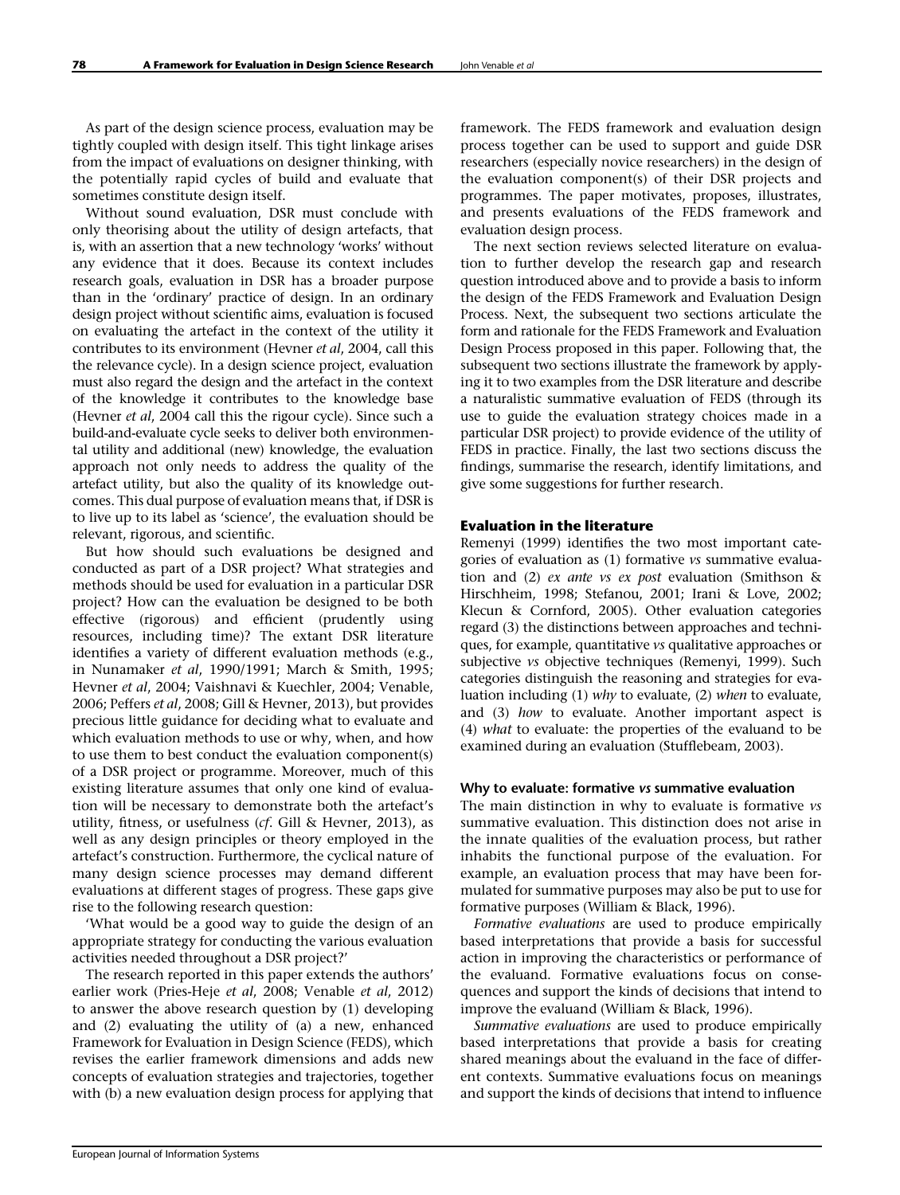As part of the design science process, evaluation may be tightly coupled with design itself. This tight linkage arises from the impact of evaluations on designer thinking, with the potentially rapid cycles of build and evaluate that sometimes constitute design itself.

Without sound evaluation, DSR must conclude with only theorising about the utility of design artefacts, that is, with an assertion that a new technology 'works' without any evidence that it does. Because its context includes research goals, evaluation in DSR has a broader purpose than in the 'ordinary' practice of design. In an ordinary design project without scientific aims, evaluation is focused on evaluating the artefact in the context of the utility it contributes to its environment (Hevner *et al*, 2004, call this the relevance cycle). In a design science project, evaluation must also regard the design and the artefact in the context of the knowledge it contributes to the knowledge base (Hevner *et al*, 2004 call this the rigour cycle). Since such a build-and-evaluate cycle seeks to deliver both environmental utility and additional (new) knowledge, the evaluation approach not only needs to address the quality of the artefact utility, but also the quality of its knowledge outcomes. This dual purpose of evaluation means that, if DSR is to live up to its label as 'science', the evaluation should be relevant, rigorous, and scientific.

But how should such evaluations be designed and conducted as part of a DSR project? What strategies and methods should be used for evaluation in a particular DSR project? How can the evaluation be designed to be both effective (rigorous) and efficient (prudently using resources, including time)? The extant DSR literature identifies a variety of different evaluation methods (e.g., in Nunamaker *et al*, 1990/1991; March & Smith, 1995; Hevner *et al*, 2004; Vaishnavi & Kuechler, 2004; Venable, 2006; Peffers *et al*, 2008; Gill & Hevner, 2013), but provides precious little guidance for deciding what to evaluate and which evaluation methods to use or why, when, and how to use them to best conduct the evaluation component(s) of a DSR project or programme. Moreover, much of this existing literature assumes that only one kind of evaluation will be necessary to demonstrate both the artefact's utility, fitness, or usefulness (*cf*. Gill & Hevner, 2013), as well as any design principles or theory employed in the artefact's construction. Furthermore, the cyclical nature of many design science processes may demand different evaluations at different stages of progress. These gaps give rise to the following research question:

'What would be a good way to guide the design of an appropriate strategy for conducting the various evaluation activities needed throughout a DSR project?'

The research reported in this paper extends the authors' earlier work (Pries-Heje *et al*, 2008; Venable *et al*, 2012) to answer the above research question by (1) developing and (2) evaluating the utility of (a) a new, enhanced Framework for Evaluation in Design Science (FEDS), which revises the earlier framework dimensions and adds new concepts of evaluation strategies and trajectories, together with (b) a new evaluation design process for applying that framework. The FEDS framework and evaluation design process together can be used to support and guide DSR researchers (especially novice researchers) in the design of the evaluation component(s) of their DSR projects and programmes. The paper motivates, proposes, illustrates, and presents evaluations of the FEDS framework and evaluation design process.

The next section reviews selected literature on evaluation to further develop the research gap and research question introduced above and to provide a basis to inform the design of the FEDS Framework and Evaluation Design Process. Next, the subsequent two sections articulate the form and rationale for the FEDS Framework and Evaluation Design Process proposed in this paper. Following that, the subsequent two sections illustrate the framework by applying it to two examples from the DSR literature and describe a naturalistic summative evaluation of FEDS (through its use to guide the evaluation strategy choices made in a particular DSR project) to provide evidence of the utility of FEDS in practice. Finally, the last two sections discuss the findings, summarise the research, identify limitations, and give some suggestions for further research.

## Evaluation in the literature

Remenyi (1999) identifies the two most important categories of evaluation as (1) formative *vs* summative evaluation and (2) *ex ante vs ex post* evaluation (Smithson & Hirschheim, 1998; Stefanou, 2001; Irani & Love, 2002; Klecun & Cornford, 2005). Other evaluation categories regard (3) the distinctions between approaches and techniques, for example, quantitative *vs* qualitative approaches or subjective *vs* objective techniques (Remenyi, 1999). Such categories distinguish the reasoning and strategies for evaluation including (1) *why* to evaluate, (2) *when* to evaluate, and (3) *how* to evaluate. Another important aspect is (4) *what* to evaluate: the properties of the evaluand to be examined during an evaluation (Stufflebeam, 2003).

### Why to evaluate: formative *vs* summative evaluation

The main distinction in why to evaluate is formative *vs* summative evaluation. This distinction does not arise in the innate qualities of the evaluation process, but rather inhabits the functional purpose of the evaluation. For example, an evaluation process that may have been formulated for summative purposes may also be put to use for formative purposes (William & Black, 1996).

*Formative evaluations* are used to produce empirically based interpretations that provide a basis for successful action in improving the characteristics or performance of the evaluand. Formative evaluations focus on consequences and support the kinds of decisions that intend to improve the evaluand (William & Black, 1996).

*Summative evaluations* are used to produce empirically based interpretations that provide a basis for creating shared meanings about the evaluand in the face of different contexts. Summative evaluations focus on meanings and support the kinds of decisions that intend to influence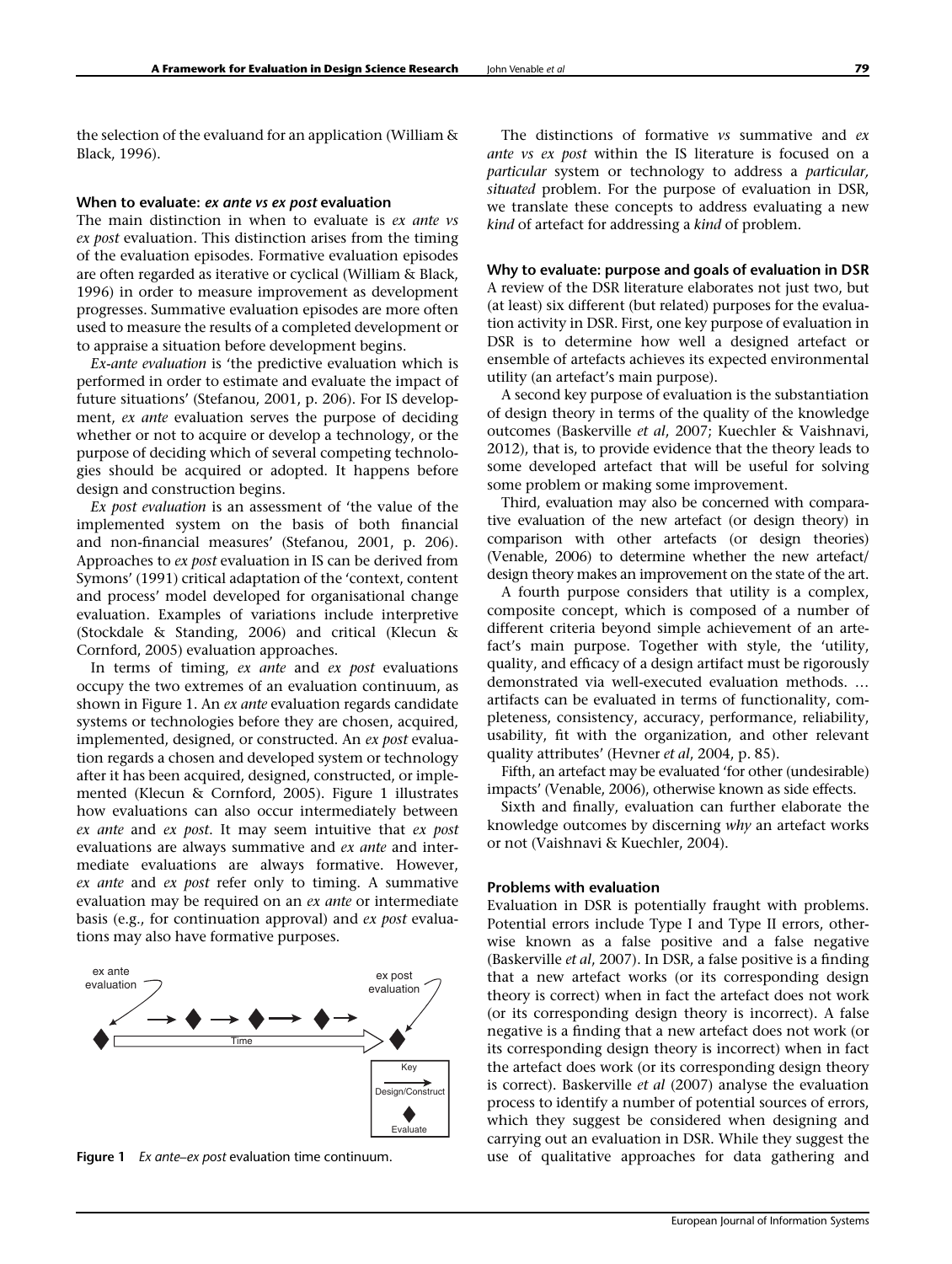the selection of the evaluand for an application (William & Black, 1996).

### When to evaluate: *ex ante vs ex post* evaluation

The main distinction in when to evaluate is *ex ante vs ex post* evaluation. This distinction arises from the timing of the evaluation episodes. Formative evaluation episodes are often regarded as iterative or cyclical (William & Black, 1996) in order to measure improvement as development progresses. Summative evaluation episodes are more often used to measure the results of a completed development or to appraise a situation before development begins.

*Ex-ante evaluation* is 'the predictive evaluation which is performed in order to estimate and evaluate the impact of future situations' (Stefanou, 2001, p. 206). For IS development, *ex ante* evaluation serves the purpose of deciding whether or not to acquire or develop a technology, or the purpose of deciding which of several competing technologies should be acquired or adopted. It happens before design and construction begins.

*Ex post evaluation* is an assessment of 'the value of the implemented system on the basis of both financial and non-financial measures' (Stefanou, 2001, p. 206). Approaches to *ex post* evaluation in IS can be derived from Symons' (1991) critical adaptation of the 'context, content and process' model developed for organisational change evaluation. Examples of variations include interpretive (Stockdale & Standing, 2006) and critical (Klecun & Cornford, 2005) evaluation approaches.

In terms of timing, *ex ante* and *ex post* evaluations occupy the two extremes of an evaluation continuum, as shown in Figure 1. An *ex ante* evaluation regards candidate systems or technologies before they are chosen, acquired, implemented, designed, or constructed. An *ex post* evaluation regards a chosen and developed system or technology after it has been acquired, designed, constructed, or implemented (Klecun & Cornford, 2005). Figure 1 illustrates how evaluations can also occur intermediately between *ex ante* and *ex post*. It may seem intuitive that *ex post* evaluations are always summative and *ex ante* and intermediate evaluations are always formative. However, *ex ante* and *ex post* refer only to timing. A summative evaluation may be required on an *ex ante* or intermediate basis (e.g., for continuation approval) and *ex post* evaluations may also have formative purposes.

**Figure 1** *Ex ante–ex post* evaluation time continuum.

The distinctions of formative *vs* summative and *ex ante vs ex post* within the IS literature is focused on a *particular* system or technology to address a *particular, situated* problem. For the purpose of evaluation in DSR, we translate these concepts to address evaluating a new *kind* of artefact for addressing a *kind* of problem.

### Why to evaluate: purpose and goals of evaluation in DSR

A review of the DSR literature elaborates not just two, but (at least) six different (but related) purposes for the evaluation activity in DSR. First, one key purpose of evaluation in DSR is to determine how well a designed artefact or ensemble of artefacts achieves its expected environmental utility (an artefact's main purpose).

A second key purpose of evaluation is the substantiation of design theory in terms of the quality of the knowledge outcomes (Baskerville *et al*, 2007; Kuechler & Vaishnavi, 2012), that is, to provide evidence that the theory leads to some developed artefact that will be useful for solving some problem or making some improvement.

Third, evaluation may also be concerned with comparative evaluation of the new artefact (or design theory) in comparison with other artefacts (or design theories) (Venable, 2006) to determine whether the new artefact/design theory makes an improvement on the state of the art.

A fourth purpose considers that utility is a complex, composite concept, which is composed of a number of different criteria beyond simple achievement of an artefact's main purpose. Together with style, the 'utility, quality, and efficacy of a design artifact must be rigorously demonstrated via well-executed evaluation methods. … artifacts can be evaluated in terms of functionality, completeness, consistency, accuracy, performance, reliability, usability, fit with the organization, and other relevant quality attributes' (Hevner *et al*, 2004, p. 85).

Fifth, an artefact may be evaluated 'for other (undesirable) impacts' (Venable, 2006), otherwise known as side effects.

Sixth and finally, evaluation can further elaborate the knowledge outcomes by discerning *why* an artefact works or not (Vaishnavi & Kuechler, 2004).

### Problems with evaluation

Evaluation in DSR is potentially fraught with problems. Potential errors include Type I and Type II errors, otherwise known as a false positive and a false negative (Baskerville *et al*, 2007). In DSR, a false positive is a finding that a new artefact works (or its corresponding design theory is correct) when in fact the artefact does not work (or its corresponding design theory is incorrect). A false negative is a finding that a new artefact does not work (or its corresponding design theory is incorrect) when in fact the artefact does work (or its corresponding design theory is correct). Baskerville *et al* (2007) analyse the evaluation process to identify a number of potential sources of errors, which they suggest be considered when designing and carrying out an evaluation in DSR. While they suggest the use of qualitative approaches for data gathering and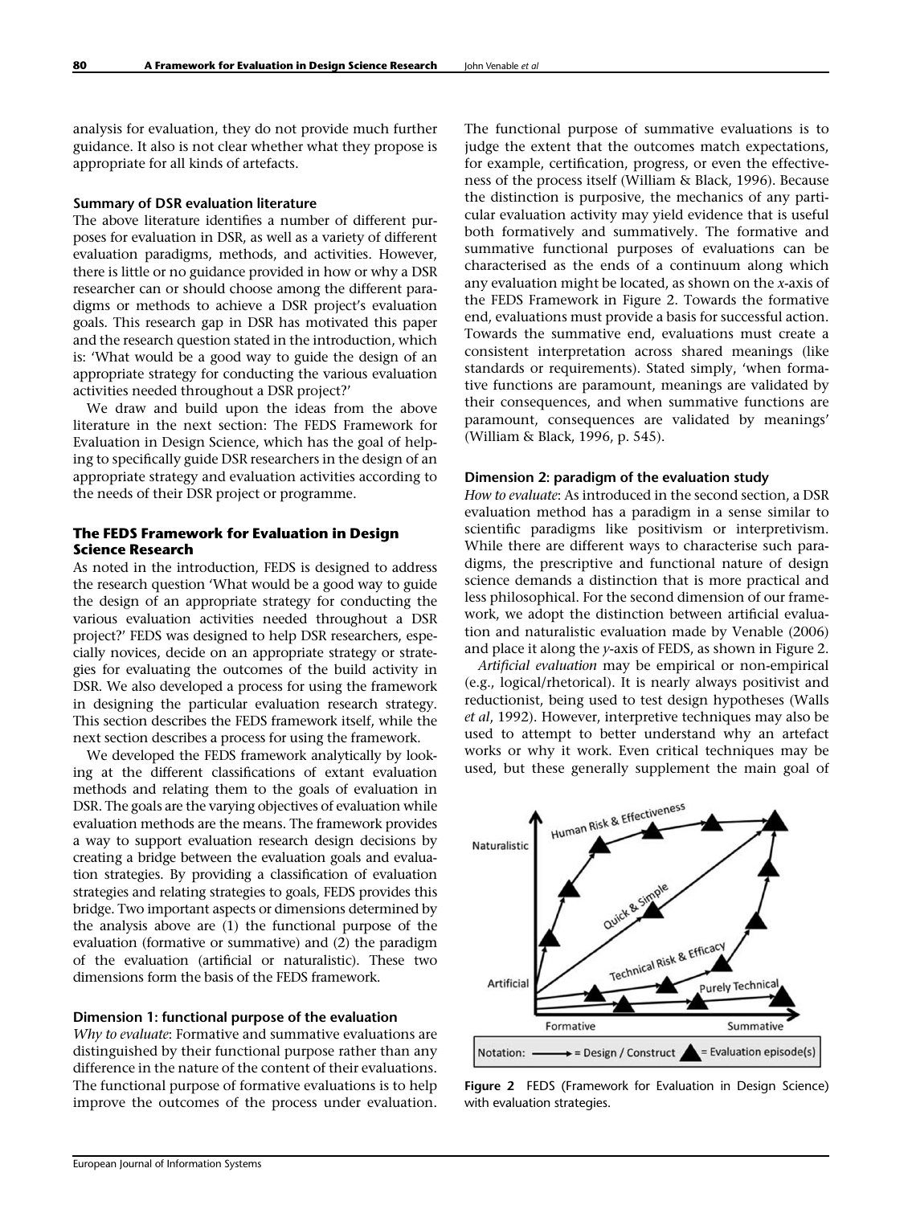analysis for evaluation, they do not provide much further guidance. It also is not clear whether what they propose is appropriate for all kinds of artefacts.

### Summary of DSR evaluation literature

The above literature identifies a number of different purposes for evaluation in DSR, as well as a variety of different evaluation paradigms, methods, and activities. However, there is little or no guidance provided in how or why a DSR researcher can or should choose among the different paradigms or methods to achieve a DSR project's evaluation goals. This research gap in DSR has motivated this paper and the research question stated in the introduction, which is: 'What would be a good way to guide the design of an appropriate strategy for conducting the various evaluation activities needed throughout a DSR project?'

We draw and build upon the ideas from the above literature in the next section: The FEDS Framework for Evaluation in Design Science, which has the goal of helping to specifically guide DSR researchers in the design of an appropriate strategy and evaluation activities according to the needs of their DSR project or programme.

## The FEDS Framework for Evaluation in Design Science Research

As noted in the introduction, FEDS is designed to address the research question 'What would be a good way to guide the design of an appropriate strategy for conducting the various evaluation activities needed throughout a DSR project?' FEDS was designed to help DSR researchers, especially novices, decide on an appropriate strategy or strategies for evaluating the outcomes of the build activity in DSR. We also developed a process for using the framework in designing the particular evaluation research strategy. This section describes the FEDS framework itself, while the next section describes a process for using the framework.

We developed the FEDS framework analytically by looking at the different classifications of extant evaluation methods and relating them to the goals of evaluation in DSR. The goals are the varying objectives of evaluation while evaluation methods are the means. The framework provides a way to support evaluation research design decisions by creating a bridge between the evaluation goals and evaluation strategies. By providing a classification of evaluation strategies and relating strategies to goals, FEDS provides this bridge. Two important aspects or dimensions determined by the analysis above are (1) the functional purpose of the evaluation (formative or summative) and (2) the paradigm of the evaluation (artificial or naturalistic). These two dimensions form the basis of the FEDS framework.

### Dimension 1: functional purpose of the evaluation

*Why to evaluate*: Formative and summative evaluations are distinguished by their functional purpose rather than any difference in the nature of the content of their evaluations. The functional purpose of formative evaluations is to help improve the outcomes of the process under evaluation. The functional purpose of summative evaluations is to judge the extent that the outcomes match expectations, for example, certification, progress, or even the effectiveness of the process itself (William & Black, 1996). Because the distinction is purposive, the mechanics of any particular evaluation activity may yield evidence that is useful both formatively and summatively. The formative and summative functional purposes of evaluations can be characterised as the ends of a continuum along which any evaluation might be located, as shown on the *x*-axis of the FEDS Framework in Figure 2. Towards the formative end, evaluations must provide a basis for successful action. Towards the summative end, evaluations must create a consistent interpretation across shared meanings (like standards or requirements). Stated simply, 'when formative functions are paramount, meanings are validated by their consequences, and when summative functions are paramount, consequences are validated by meanings' (William & Black, 1996, p. 545).

### Dimension 2: paradigm of the evaluation study

*How to evaluate*: As introduced in the second section, a DSR evaluation method has a paradigm in a sense similar to scientific paradigms like positivism or interpretivism. While there are different ways to characterise such paradigms, the prescriptive and functional nature of design science demands a distinction that is more practical and less philosophical. For the second dimension of our framework, we adopt the distinction between artificial evaluation and naturalistic evaluation made by Venable (2006) and place it along the *y*-axis of FEDS, as shown in Figure 2.

*Artificial evaluation* may be empirical or non-empirical (e.g., logical/rhetorical). It is nearly always positivist and reductionist, being used to test design hypotheses (Walls *et al*, 1992). However, interpretive techniques may also be used to attempt to better understand why an artefact works or why it work. Even critical techniques may be used, but these generally supplement the main goal of

**Figure 2** FEDS (Framework for Evaluation in Design Science) with evaluation strategies.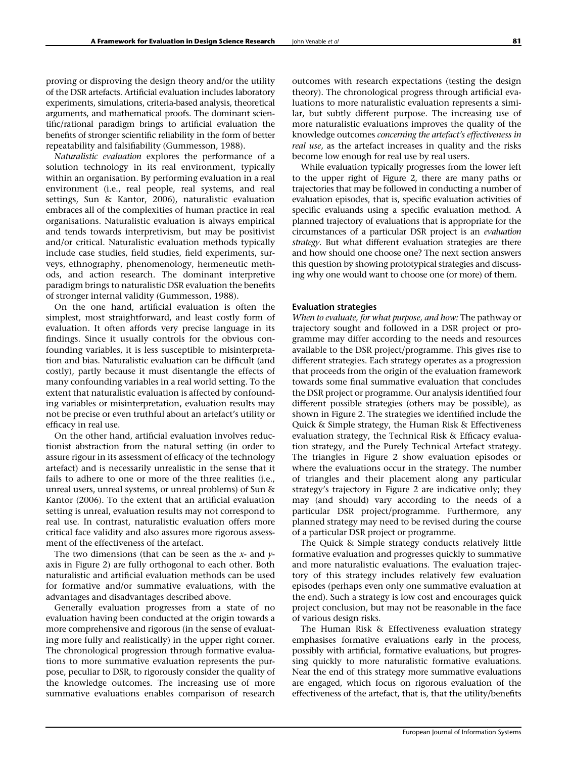proving or disproving the design theory and/or the utility of the DSR artefacts. Artificial evaluation includes laboratory experiments, simulations, criteria-based analysis, theoretical arguments, and mathematical proofs. The dominant scientific/rational paradigm brings to artificial evaluation the benefits of stronger scientific reliability in the form of better repeatability and falsifiability (Gummesson, 1988).

*Naturalistic evaluation* explores the performance of a solution technology in its real environment, typically within an organisation. By performing evaluation in a real environment (i.e., real people, real systems, and real settings, Sun & Kantor, 2006), naturalistic evaluation embraces all of the complexities of human practice in real organisations. Naturalistic evaluation is always empirical and tends towards interpretivism, but may be positivist and/or critical. Naturalistic evaluation methods typically include case studies, field studies, field experiments, surveys, ethnography, phenomenology, hermeneutic methods, and action research. The dominant interpretive paradigm brings to naturalistic DSR evaluation the benefits of stronger internal validity (Gummesson, 1988).

On the one hand, artificial evaluation is often the simplest, most straightforward, and least costly form of evaluation. It often affords very precise language in its findings. Since it usually controls for the obvious confounding variables, it is less susceptible to misinterpretation and bias. Naturalistic evaluation can be difficult (and costly), partly because it must disentangle the effects of many confounding variables in a real world setting. To the extent that naturalistic evaluation is affected by confounding variables or misinterpretation, evaluation results may not be precise or even truthful about an artefact's utility or efficacy in real use.

On the other hand, artificial evaluation involves reductionist abstraction from the natural setting (in order to assure rigour in its assessment of efficacy of the technology artefact) and is necessarily unrealistic in the sense that it fails to adhere to one or more of the three realities (i.e., unreal users, unreal systems, or unreal problems) of Sun & Kantor (2006). To the extent that an artificial evaluation setting is unreal, evaluation results may not correspond to real use. In contrast, naturalistic evaluation offers more critical face validity and also assures more rigorous assessment of the effectiveness of the artefact.

The two dimensions (that can be seen as the $x$- and $y$-axis in Figure 2) are fully orthogonal to each other. Both naturalistic and artificial evaluation methods can be used for formative and/or summative evaluations, with the advantages and disadvantages described above.

Generally evaluation progresses from a state of no evaluation having been conducted at the origin towards a more comprehensive and rigorous (in the sense of evaluating more fully and realistically) in the upper right corner. The chronological progression through formative evaluations to more summative evaluation represents the purpose, peculiar to DSR, to rigorously consider the quality of the knowledge outcomes. The increasing use of more summative evaluations enables comparison of research outcomes with research expectations (testing the design theory). The chronological progress through artificial evaluations to more naturalistic evaluation represents a similar, but subtly different purpose. The increasing use of more naturalistic evaluations improves the quality of the knowledge outcomes *concerning the artefact's effectiveness in real use*, as the artefact increases in quality and the risks become low enough for real use by real users.

While evaluation typically progresses from the lower left to the upper right of Figure 2, there are many paths or trajectories that may be followed in conducting a number of evaluation episodes, that is, specific evaluation activities of specific evaluands using a specific evaluation method. A planned trajectory of evaluations that is appropriate for the circumstances of a particular DSR project is an *evaluation strategy*. But what different evaluation strategies are there and how should one choose one? The next section answers this question by showing prototypical strategies and discussing why one would want to choose one (or more) of them.

### Evaluation strategies

*When to evaluate, for what purpose, and how:* The pathway or trajectory sought and followed in a DSR project or programme may differ according to the needs and resources available to the DSR project/programme. This gives rise to different strategies. Each strategy operates as a progression that proceeds from the origin of the evaluation framework towards some final summative evaluation that concludes the DSR project or programme. Our analysis identified four different possible strategies (others may be possible), as shown in Figure 2. The strategies we identified include the Quick & Simple strategy, the Human Risk & Effectiveness evaluation strategy, the Technical Risk & Efficacy evaluation strategy, and the Purely Technical Artefact strategy. The triangles in Figure 2 show evaluation episodes or where the evaluations occur in the strategy. The number of triangles and their placement along any particular strategy's trajectory in Figure 2 are indicative only; they may (and should) vary according to the needs of a particular DSR project/programme. Furthermore, any planned strategy may need to be revised during the course of a particular DSR project or programme.

The Quick & Simple strategy conducts relatively little formative evaluation and progresses quickly to summative and more naturalistic evaluations. The evaluation trajectory of this strategy includes relatively few evaluation episodes (perhaps even only one summative evaluation at the end). Such a strategy is low cost and encourages quick project conclusion, but may not be reasonable in the face of various design risks.

The Human Risk & Effectiveness evaluation strategy emphasises formative evaluations early in the process, possibly with artificial, formative evaluations, but progressing quickly to more naturalistic formative evaluations. Near the end of this strategy more summative evaluations are engaged, which focus on rigorous evaluation of the effectiveness of the artefact, that is, that the utility/benefits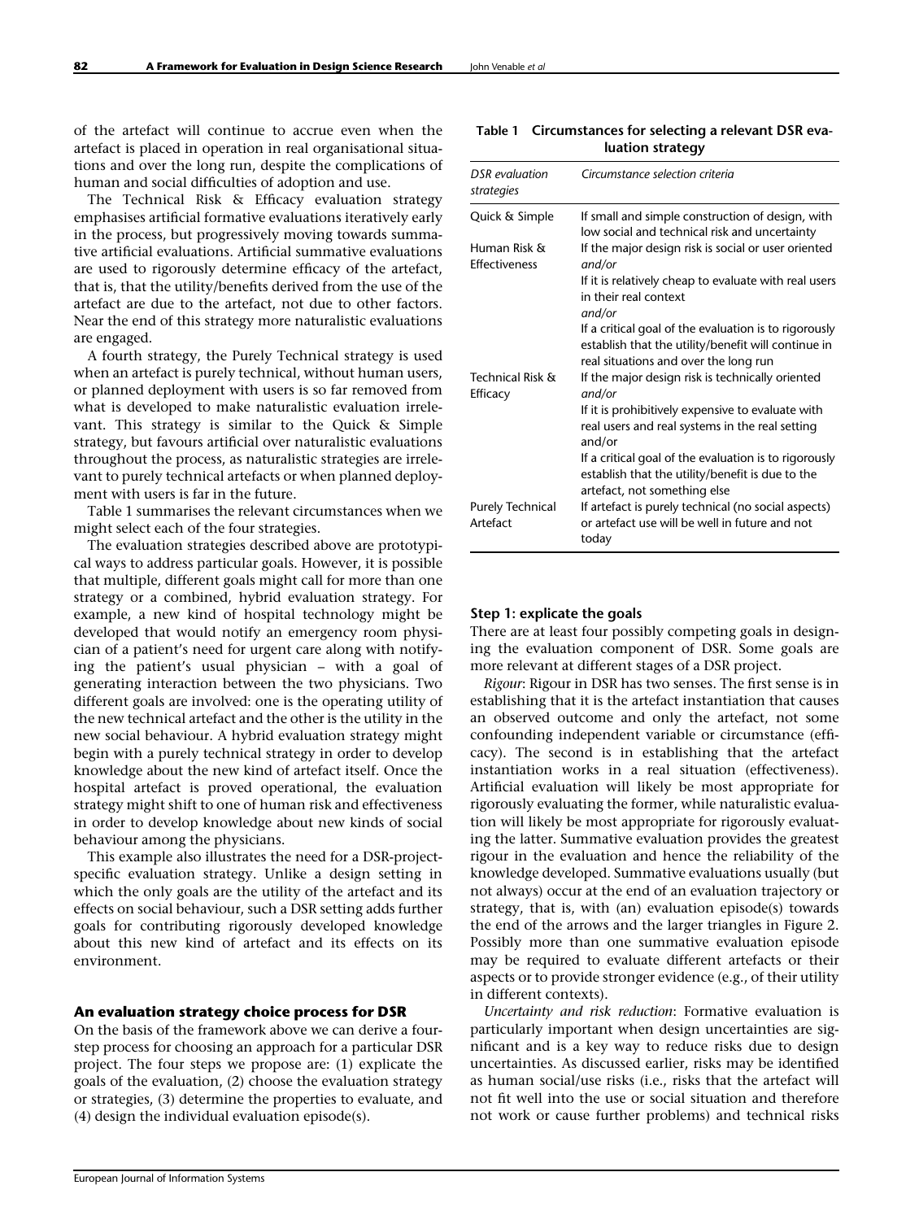of the artefact will continue to accrue even when the artefact is placed in operation in real organisational situations and over the long run, despite the complications of human and social difficulties of adoption and use.

The Technical Risk & Efficacy evaluation strategy emphasises artificial formative evaluations iteratively early in the process, but progressively moving towards summative artificial evaluations. Artificial summative evaluations are used to rigorously determine efficacy of the artefact, that is, that the utility/benefits derived from the use of the artefact are due to the artefact, not due to other factors. Near the end of this strategy more naturalistic evaluations are engaged.

A fourth strategy, the Purely Technical strategy is used when an artefact is purely technical, without human users, or planned deployment with users is so far removed from what is developed to make naturalistic evaluation irrelevant. This strategy is similar to the Quick & Simple strategy, but favours artificial over naturalistic evaluations throughout the process, as naturalistic strategies are irrelevant to purely technical artefacts or when planned deployment with users is far in the future.

Table 1 summarises the relevant circumstances when we might select each of the four strategies.

The evaluation strategies described above are prototypical ways to address particular goals. However, it is possible that multiple, different goals might call for more than one strategy or a combined, hybrid evaluation strategy. For example, a new kind of hospital technology might be developed that would notify an emergency room physician of a patient's need for urgent care along with notifying the patient's usual physician – with a goal of generating interaction between the two physicians. Two different goals are involved: one is the operating utility of the new technical artefact and the other is the utility in the new social behaviour. A hybrid evaluation strategy might begin with a purely technical strategy in order to develop knowledge about the new kind of artefact itself. Once the hospital artefact is proved operational, the evaluation strategy might shift to one of human risk and effectiveness in order to develop knowledge about new kinds of social behaviour among the physicians.

This example also illustrates the need for a DSR-project-specific evaluation strategy. Unlike a design setting in which the only goals are the utility of the artefact and its effects on social behaviour, such a DSR setting adds further goals for contributing rigorously developed knowledge about this new kind of artefact and its effects on its environment.

**Table 1 Circumstances for selecting a relevant DSR evaluation strategy**

| *DSR evaluation strategies* | *Circumstance selection criteria* |
|---|---|
| Quick & Simple | If small and simple construction of design, with low social and technical risk and uncertainty |
| Human Risk & Effectiveness | If the major design risk is social or user oriented *and/or* If it is relatively cheap to evaluate with real users in their real context *and/or* If a critical goal of the evaluation is to rigorously establish that the utility/benefit will continue in real situations and over the long run |
| Technical Risk & Efficacy | If the major design risk is technically oriented *and/or* If it is prohibitively expensive to evaluate with real users and real systems in the real setting and/or If a critical goal of the evaluation is to rigorously establish that the utility/benefit is due to the artefact, not something else |
| Purely Technical Artefact | If artefact is purely technical (no social aspects) or artefact use will be well in future and not today |

## An evaluation strategy choice process for DSR

On the basis of the framework above we can derive a four-step process for choosing an approach for a particular DSR project. The four steps we propose are: (1) explicate the goals of the evaluation, (2) choose the evaluation strategy or strategies, (3) determine the properties to evaluate, and (4) design the individual evaluation episode(s).

### Step 1: explicate the goals

There are at least four possibly competing goals in designing the evaluation component of DSR. Some goals are more relevant at different stages of a DSR project.

*Rigour*: Rigour in DSR has two senses. The first sense is in establishing that it is the artefact instantiation that causes an observed outcome and only the artefact, not some confounding independent variable or circumstance (efficacy). The second is in establishing that the artefact instantiation works in a real situation (effectiveness). Artificial evaluation will likely be most appropriate for rigorously evaluating the former, while naturalistic evaluation will likely be most appropriate for rigorously evaluating the latter. Summative evaluation provides the greatest rigour in the evaluation and hence the reliability of the knowledge developed. Summative evaluations usually (but not always) occur at the end of an evaluation trajectory or strategy, that is, with (an) evaluation episode(s) towards the end of the arrows and the larger triangles in Figure 2. Possibly more than one summative evaluation episode may be required to evaluate different artefacts or their aspects or to provide stronger evidence (e.g., of their utility in different contexts).

*Uncertainty and risk reduction*: Formative evaluation is particularly important when design uncertainties are significant and is a key way to reduce risks due to design uncertainties. As discussed earlier, risks may be identified as human social/use risks (i.e., risks that the artefact will not fit well into the use or social situation and therefore not work or cause further problems) and technical risks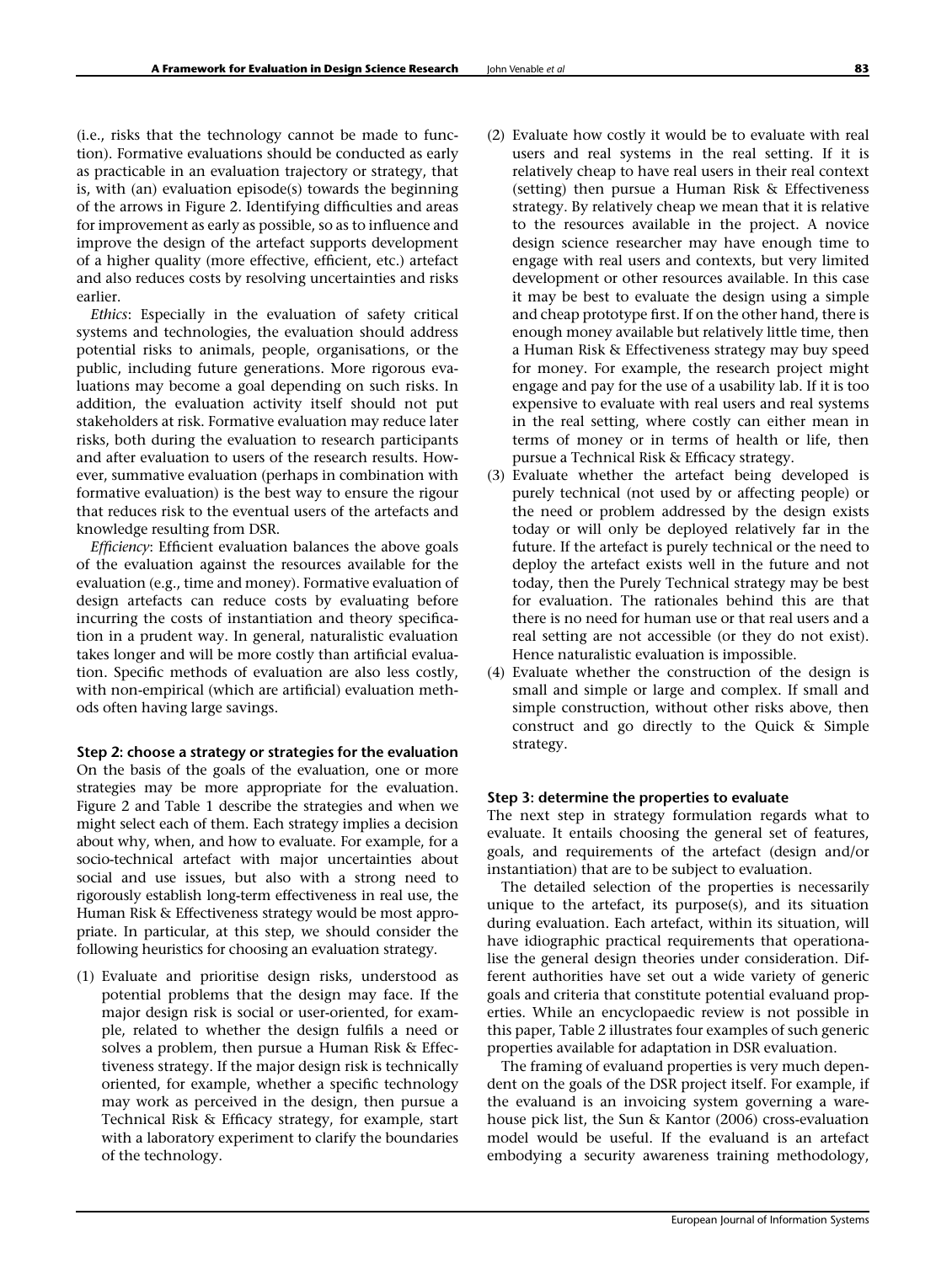(i.e., risks that the technology cannot be made to function). Formative evaluations should be conducted as early as practicable in an evaluation trajectory or strategy, that is, with (an) evaluation episode(s) towards the beginning of the arrows in Figure 2. Identifying difficulties and areas for improvement as early as possible, so as to influence and improve the design of the artefact supports development of a higher quality (more effective, efficient, etc.) artefact and also reduces costs by resolving uncertainties and risks earlier.

*Ethics*: Especially in the evaluation of safety critical systems and technologies, the evaluation should address potential risks to animals, people, organisations, or the public, including future generations. More rigorous evaluations may become a goal depending on such risks. In addition, the evaluation activity itself should not put stakeholders at risk. Formative evaluation may reduce later risks, both during the evaluation to research participants and after evaluation to users of the research results. However, summative evaluation (perhaps in combination with formative evaluation) is the best way to ensure the rigour that reduces risk to the eventual users of the artefacts and knowledge resulting from DSR.

*Efficiency*: Efficient evaluation balances the above goals of the evaluation against the resources available for the evaluation (e.g., time and money). Formative evaluation of design artefacts can reduce costs by evaluating before incurring the costs of instantiation and theory specification in a prudent way. In general, naturalistic evaluation takes longer and will be more costly than artificial evaluation. Specific methods of evaluation are also less costly, with non-empirical (which are artificial) evaluation methods often having large savings.

### Step 2: choose a strategy or strategies for the evaluation

On the basis of the goals of the evaluation, one or more strategies may be more appropriate for the evaluation. Figure 2 and Table 1 describe the strategies and when we might select each of them. Each strategy implies a decision about why, when, and how to evaluate. For example, for a socio-technical artefact with major uncertainties about social and use issues, but also with a strong need to rigorously establish long-term effectiveness in real use, the Human Risk & Effectiveness strategy would be most appropriate. In particular, at this step, we should consider the following heuristics for choosing an evaluation strategy.

(1) Evaluate and prioritise design risks, understood as potential problems that the design may face. If the major design risk is social or user-oriented, for example, related to whether the design fulfils a need or solves a problem, then pursue a Human Risk & Effectiveness strategy. If the major design risk is technically oriented, for example, whether a specific technology may work as perceived in the design, then pursue a Technical Risk & Efficacy strategy, for example, start with a laboratory experiment to clarify the boundaries of the technology.

(2) Evaluate how costly it would be to evaluate with real users and real systems in the real setting. If it is relatively cheap to have real users in their real context (setting) then pursue a Human Risk & Effectiveness strategy. By relatively cheap we mean that it is relative to the resources available in the project. A novice design science researcher may have enough time to engage with real users and contexts, but very limited development or other resources available. In this case it may be best to evaluate the design using a simple and cheap prototype first. If on the other hand, there is enough money available but relatively little time, then a Human Risk & Effectiveness strategy may buy speed for money. For example, the research project might engage and pay for the use of a usability lab. If it is too expensive to evaluate with real users and real systems in the real setting, where costly can either mean in terms of money or in terms of health or life, then pursue a Technical Risk & Efficacy strategy.

(3) Evaluate whether the artefact being developed is purely technical (not used by or affecting people) or the need or problem addressed by the design exists today or will only be deployed relatively far in the future. If the artefact is purely technical or the need to deploy the artefact exists well in the future and not today, then the Purely Technical strategy may be best for evaluation. The rationales behind this are that there is no need for human use or that real users and a real setting are not accessible (or they do not exist). Hence naturalistic evaluation is impossible.

(4) Evaluate whether the construction of the design is small and simple or large and complex. If small and simple construction, without other risks above, then construct and go directly to the Quick & Simple strategy.

### Step 3: determine the properties to evaluate

The next step in strategy formulation regards what to evaluate. It entails choosing the general set of features, goals, and requirements of the artefact (design and/or instantiation) that are to be subject to evaluation.

The detailed selection of the properties is necessarily unique to the artefact, its purpose(s), and its situation during evaluation. Each artefact, within its situation, will have idiographic practical requirements that operationalise the general design theories under consideration. Different authorities have set out a wide variety of generic goals and criteria that constitute potential evaluand properties. While an encyclopaedic review is not possible in this paper, Table 2 illustrates four examples of such generic properties available for adaptation in DSR evaluation.

The framing of evaluand properties is very much dependent on the goals of the DSR project itself. For example, if the evaluand is an invoicing system governing a warehouse pick list, the Sun & Kantor (2006) cross-evaluation model would be useful. If the evaluand is an artefact embodying a security awareness training methodology,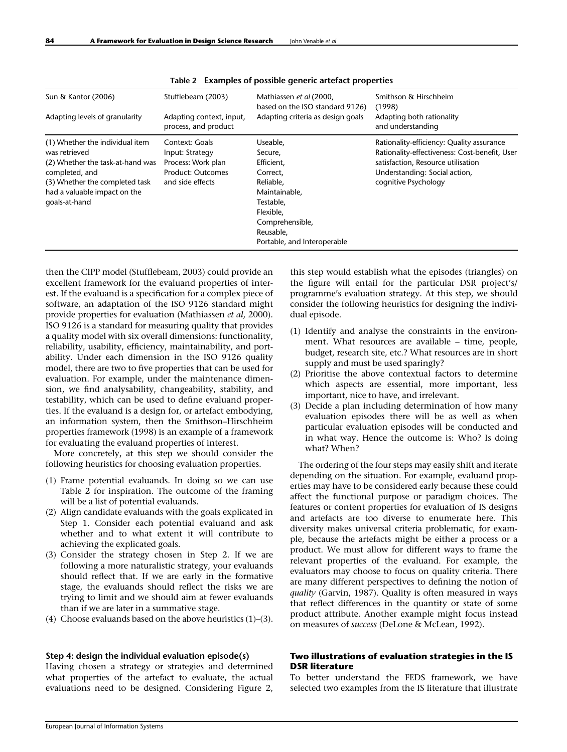**Table 2 Examples of possible generic artefact properties**

| Sun & Kantor (2006) | Stufflebeam (2003) | Mathiassen *et al* (2000, based on the ISO standard 9126) | Smithson & Hirschheim (1998) |
|---|---|---|---|
| Adapting levels of granularity | Adapting context, input, process, and product | Adapting criteria as design goals | Adapting both rationality and understanding |
| (1) Whether the individual item was retrieved (2) Whether the task-at-hand was completed, and (3) Whether the completed task had a valuable impact on the goals-at-hand | Context: Goals Input: Strategy Process: Work plan Product: Outcomes and side effects | Useable, Secure, Efficient, Correct, Reliable, Maintainable, Testable, Flexible, Comprehensible, Reusable, Portable, and Interoperable | Rationality-efficiency: Quality assurance Rationality-effectiveness: Cost-benefit, User satisfaction, Resource utilisation Understanding: Social action, cognitive Psychology |

then the CIPP model (Stufflebeam, 2003) could provide an excellent framework for the evaluand properties of interest. If the evaluand is a specification for a complex piece of software, an adaptation of the ISO 9126 standard might provide properties for evaluation (Mathiassen *et al*, 2000). ISO 9126 is a standard for measuring quality that provides a quality model with six overall dimensions: functionality, reliability, usability, efficiency, maintainability, and portability. Under each dimension in the ISO 9126 quality model, there are two to five properties that can be used for evaluation. For example, under the maintenance dimension, we find analysability, changeability, stability, and testability, which can be used to define evaluand properties. If the evaluand is a design for, or artefact embodying, an information system, then the Smithson–Hirschheim properties framework (1998) is an example of a framework for evaluating the evaluand properties of interest.

More concretely, at this step we should consider the following heuristics for choosing evaluation properties.

1. Frame potential evaluands. In doing so we can use Table 2 for inspiration. The outcome of the framing will be a list of potential evaluands.
2. Align candidate evaluands with the goals explicated in Step 1. Consider each potential evaluand and ask whether and to what extent it will contribute to achieving the explicated goals.
3. Consider the strategy chosen in Step 2. If we are following a more naturalistic strategy, your evaluands should reflect that. If we are early in the formative stage, the evaluands should reflect the risks we are trying to limit and we should aim at fewer evaluands than if we are later in a summative stage.
4. Choose evaluands based on the above heuristics (1)–(3).

### Step 4: design the individual evaluation episode(s)

Having chosen a strategy or strategies and determined what properties of the artefact to evaluate, the actual evaluations need to be designed. Considering Figure 2, this step would establish what the episodes (triangles) on the figure will entail for the particular DSR project's/programme's evaluation strategy. At this step, we should consider the following heuristics for designing the individual episode.

1. Identify and analyse the constraints in the environment. What resources are available – time, people, budget, research site, etc.? What resources are in short supply and must be used sparingly?
2. Prioritise the above contextual factors to determine which aspects are essential, more important, less important, nice to have, and irrelevant.
3. Decide a plan including determination of how many evaluation episodes there will be as well as when particular evaluation episodes will be conducted and in what way. Hence the outcome is: Who? Is doing what? When?

The ordering of the four steps may easily shift and iterate depending on the situation. For example, evaluand properties may have to be considered early because these could affect the functional purpose or paradigm choices. The features or content properties for evaluation of IS designs and artefacts are too diverse to enumerate here. This diversity makes universal criteria problematic, for example, because the artefacts might be either a process or a product. We must allow for different ways to frame the relevant properties of the evaluand. For example, the evaluators may choose to focus on quality criteria. There are many different perspectives to defining the notion of *quality* (Garvin, 1987). Quality is often measured in ways that reflect differences in the quantity or state of some product attribute. Another example might focus instead on measures of *success* (DeLone & McLean, 1992).

## Two illustrations of evaluation strategies in the IS DSR literature

To better understand the FEDS framework, we have selected two examples from the IS literature that illustrate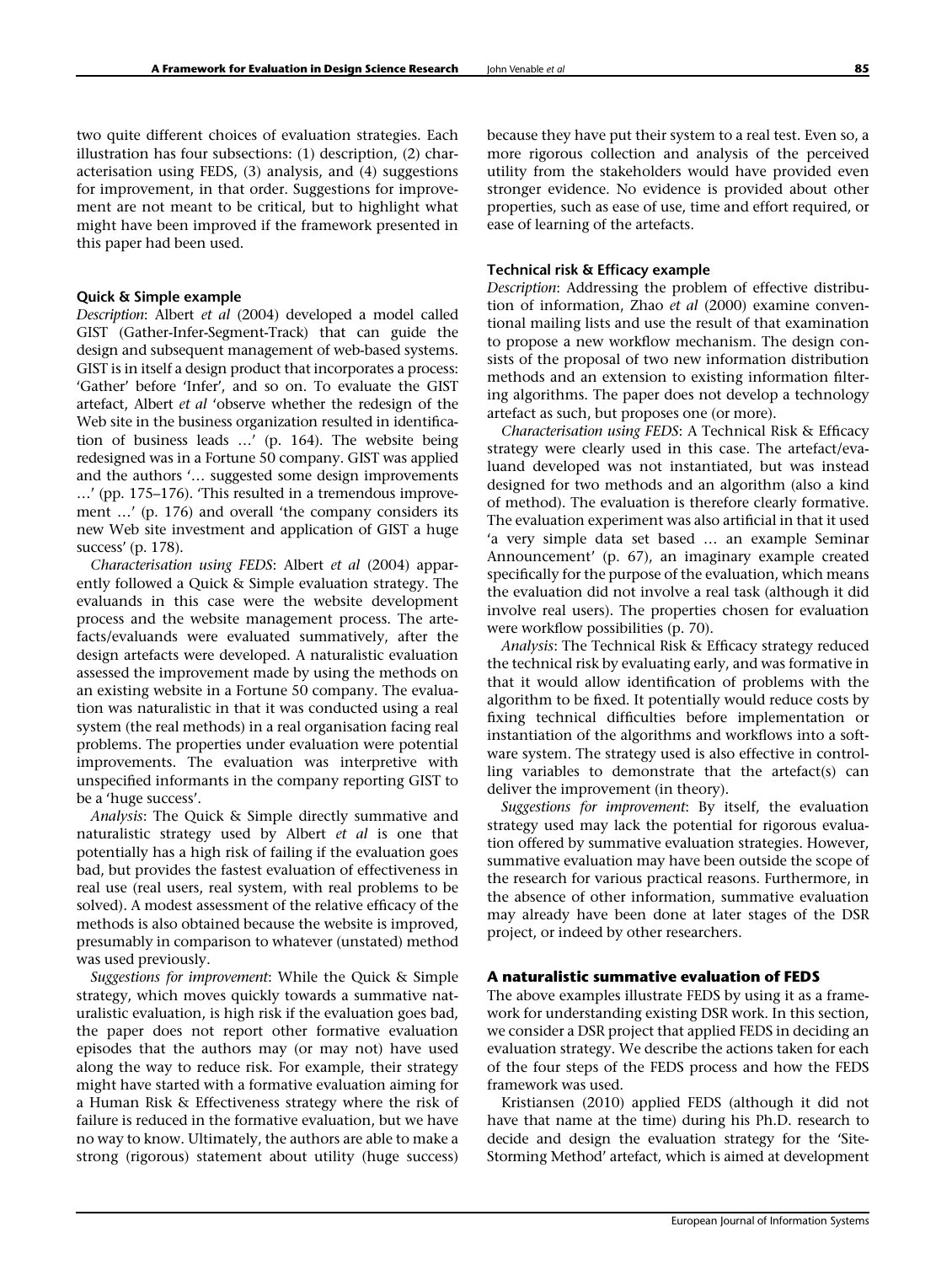two quite different choices of evaluation strategies. Each illustration has four subsections: (1) description, (2) characterisation using FEDS, (3) analysis, and (4) suggestions for improvement, in that order. Suggestions for improvement are not meant to be critical, but to highlight what might have been improved if the framework presented in this paper had been used.

#### Quick & Simple example

*Description*: Albert *et al* (2004) developed a model called GIST (Gather-Infer-Segment-Track) that can guide the design and subsequent management of web-based systems. GIST is in itself a design product that incorporates a process: 'Gather' before 'Infer', and so on. To evaluate the GIST artefact, Albert *et al* 'observe whether the redesign of the Web site in the business organization resulted in identification of business leads …' (p. 164). The website being redesigned was in a Fortune 50 company. GIST was applied and the authors '… suggested some design improvements …' (pp. 175–176). 'This resulted in a tremendous improvement …' (p. 176) and overall 'the company considers its new Web site investment and application of GIST a huge success' (p. 178).

*Characterisation using FEDS*: Albert *et al* (2004) apparently followed a Quick & Simple evaluation strategy. The evaluands in this case were the website development process and the website management process. The artefacts/evaluands were evaluated summatively, after the design artefacts were developed. A naturalistic evaluation assessed the improvement made by using the methods on an existing website in a Fortune 50 company. The evaluation was naturalistic in that it was conducted using a real system (the real methods) in a real organisation facing real problems. The properties under evaluation were potential improvements. The evaluation was interpretive with unspecified informants in the company reporting GIST to be a 'huge success'.

*Analysis*: The Quick & Simple directly summative and naturalistic strategy used by Albert *et al* is one that potentially has a high risk of failing if the evaluation goes bad, but provides the fastest evaluation of effectiveness in real use (real users, real system, with real problems to be solved). A modest assessment of the relative efficacy of the methods is also obtained because the website is improved, presumably in comparison to whatever (unstated) method was used previously.

*Suggestions for improvement*: While the Quick & Simple strategy, which moves quickly towards a summative naturalistic evaluation, is high risk if the evaluation goes bad, the paper does not report other formative evaluation episodes that the authors may (or may not) have used along the way to reduce risk. For example, their strategy might have started with a formative evaluation aiming for a Human Risk & Effectiveness strategy where the risk of failure is reduced in the formative evaluation, but we have no way to know. Ultimately, the authors are able to make a strong (rigorous) statement about utility (huge success) because they have put their system to a real test. Even so, a more rigorous collection and analysis of the perceived utility from the stakeholders would have provided even stronger evidence. No evidence is provided about other properties, such as ease of use, time and effort required, or ease of learning of the artefacts.

#### Technical risk & Efficacy example

*Description*: Addressing the problem of effective distribution of information, Zhao *et al* (2000) examine conventional mailing lists and use the result of that examination to propose a new workflow mechanism. The design consists of the proposal of two new information distribution methods and an extension to existing information filtering algorithms. The paper does not develop a technology artefact as such, but proposes one (or more).

*Characterisation using FEDS*: A Technical Risk & Efficacy strategy were clearly used in this case. The artefact/evaluand developed was not instantiated, but was instead designed for two methods and an algorithm (also a kind of method). The evaluation is therefore clearly formative. The evaluation experiment was also artificial in that it used 'a very simple data set based … an example Seminar Announcement' (p. 67), an imaginary example created specifically for the purpose of the evaluation, which means the evaluation did not involve a real task (although it did involve real users). The properties chosen for evaluation were workflow possibilities (p. 70).

*Analysis*: The Technical Risk & Efficacy strategy reduced the technical risk by evaluating early, and was formative in that it would allow identification of problems with the algorithm to be fixed. It potentially would reduce costs by fixing technical difficulties before implementation or instantiation of the algorithms and workflows into a software system. The strategy used is also effective in controlling variables to demonstrate that the artefact(s) can deliver the improvement (in theory).

*Suggestions for improvement*: By itself, the evaluation strategy used may lack the potential for rigorous evaluation offered by summative evaluation strategies. However, summative evaluation may have been outside the scope of the research for various practical reasons. Furthermore, in the absence of other information, summative evaluation may already have been done at later stages of the DSR project, or indeed by other researchers.

### A naturalistic summative evaluation of FEDS

The above examples illustrate FEDS by using it as a framework for understanding existing DSR work. In this section, we consider a DSR project that applied FEDS in deciding an evaluation strategy. We describe the actions taken for each of the four steps of the FEDS process and how the FEDS framework was used.

Kristiansen (2010) applied FEDS (although it did not have that name at the time) during his Ph.D. research to decide and design the evaluation strategy for the 'Site-Storming Method' artefact, which is aimed at development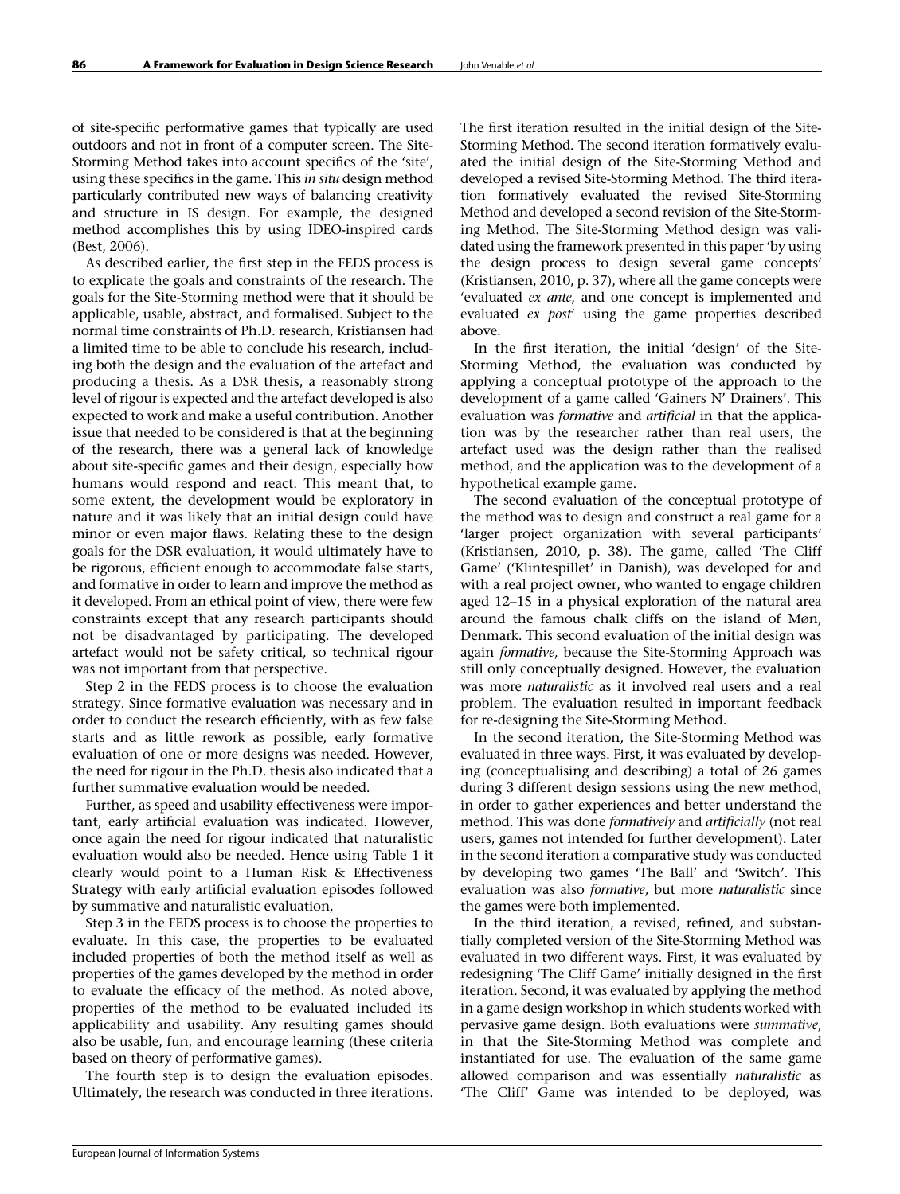of site-specific performative games that typically are used outdoors and not in front of a computer screen. The Site-Storming Method takes into account specifics of the 'site', using these specifics in the game. This *in situ* design method particularly contributed new ways of balancing creativity and structure in IS design. For example, the designed method accomplishes this by using IDEO-inspired cards (Best, 2006).

As described earlier, the first step in the FEDS process is to explicate the goals and constraints of the research. The goals for the Site-Storming method were that it should be applicable, usable, abstract, and formalised. Subject to the normal time constraints of Ph.D. research, Kristiansen had a limited time to be able to conclude his research, including both the design and the evaluation of the artefact and producing a thesis. As a DSR thesis, a reasonably strong level of rigour is expected and the artefact developed is also expected to work and make a useful contribution. Another issue that needed to be considered is that at the beginning of the research, there was a general lack of knowledge about site-specific games and their design, especially how humans would respond and react. This meant that, to some extent, the development would be exploratory in nature and it was likely that an initial design could have minor or even major flaws. Relating these to the design goals for the DSR evaluation, it would ultimately have to be rigorous, efficient enough to accommodate false starts, and formative in order to learn and improve the method as it developed. From an ethical point of view, there were few constraints except that any research participants should not be disadvantaged by participating. The developed artefact would not be safety critical, so technical rigour was not important from that perspective.

Step 2 in the FEDS process is to choose the evaluation strategy. Since formative evaluation was necessary and in order to conduct the research efficiently, with as few false starts and as little rework as possible, early formative evaluation of one or more designs was needed. However, the need for rigour in the Ph.D. thesis also indicated that a further summative evaluation would be needed.

Further, as speed and usability effectiveness were important, early artificial evaluation was indicated. However, once again the need for rigour indicated that naturalistic evaluation would also be needed. Hence using Table 1 it clearly would point to a Human Risk & Effectiveness Strategy with early artificial evaluation episodes followed by summative and naturalistic evaluation,

Step 3 in the FEDS process is to choose the properties to evaluate. In this case, the properties to be evaluated included properties of both the method itself as well as properties of the games developed by the method in order to evaluate the efficacy of the method. As noted above, properties of the method to be evaluated included its applicability and usability. Any resulting games should also be usable, fun, and encourage learning (these criteria based on theory of performative games).

The fourth step is to design the evaluation episodes. Ultimately, the research was conducted in three iterations. The first iteration resulted in the initial design of the Site-Storming Method. The second iteration formatively evaluated the initial design of the Site-Storming Method and developed a revised Site-Storming Method. The third iteration formatively evaluated the revised Site-Storming Method and developed a second revision of the Site-Storming Method. The Site-Storming Method design was validated using the framework presented in this paper 'by using the design process to design several game concepts' (Kristiansen, 2010, p. 37), where all the game concepts were 'evaluated *ex ante*, and one concept is implemented and evaluated *ex post*' using the game properties described above.

In the first iteration, the initial 'design' of the Site-Storming Method, the evaluation was conducted by applying a conceptual prototype of the approach to the development of a game called 'Gainers N' Drainers'. This evaluation was *formative* and *artificial* in that the application was by the researcher rather than real users, the artefact used was the design rather than the realised method, and the application was to the development of a hypothetical example game.

The second evaluation of the conceptual prototype of the method was to design and construct a real game for a 'larger project organization with several participants' (Kristiansen, 2010, p. 38). The game, called 'The Cliff Game' ('Klintespillet' in Danish), was developed for and with a real project owner, who wanted to engage children aged 12–15 in a physical exploration of the natural area around the famous chalk cliffs on the island of Møn, Denmark. This second evaluation of the initial design was again *formative*, because the Site-Storming Approach was still only conceptually designed. However, the evaluation was more *naturalistic* as it involved real users and a real problem. The evaluation resulted in important feedback for re-designing the Site-Storming Method.

In the second iteration, the Site-Storming Method was evaluated in three ways. First, it was evaluated by developing (conceptualising and describing) a total of 26 games during 3 different design sessions using the new method, in order to gather experiences and better understand the method. This was done *formatively* and *artificially* (not real users, games not intended for further development). Later in the second iteration a comparative study was conducted by developing two games 'The Ball' and 'Switch'. This evaluation was also *formative*, but more *naturalistic* since the games were both implemented.

In the third iteration, a revised, refined, and substantially completed version of the Site-Storming Method was evaluated in two different ways. First, it was evaluated by redesigning 'The Cliff Game' initially designed in the first iteration. Second, it was evaluated by applying the method in a game design workshop in which students worked with pervasive game design. Both evaluations were *summative*, in that the Site-Storming Method was complete and instantiated for use. The evaluation of the same game allowed comparison and was essentially *naturalistic* as 'The Cliff' Game was intended to be deployed, was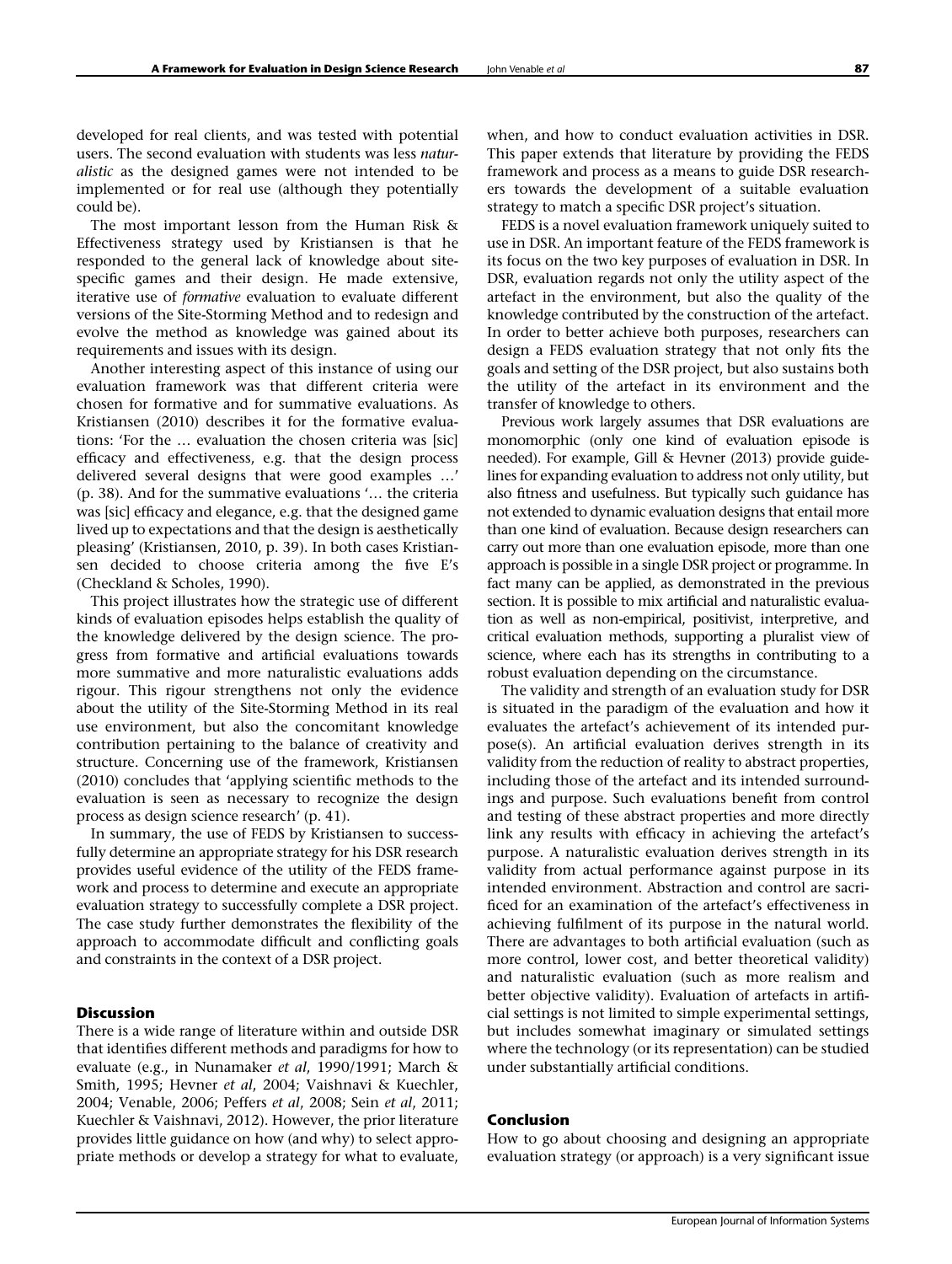developed for real clients, and was tested with potential users. The second evaluation with students was less *naturalistic* as the designed games were not intended to be implemented or for real use (although they potentially could be).

The most important lesson from the Human Risk & Effectiveness strategy used by Kristiansen is that he responded to the general lack of knowledge about site-specific games and their design. He made extensive, iterative use of *formative* evaluation to evaluate different versions of the Site-Storming Method and to redesign and evolve the method as knowledge was gained about its requirements and issues with its design.

Another interesting aspect of this instance of using our evaluation framework was that different criteria were chosen for formative and for summative evaluations. As Kristiansen (2010) describes it for the formative evaluations: 'For the … evaluation the chosen criteria was [sic] efficacy and effectiveness, e.g. that the design process delivered several designs that were good examples …' (p. 38). And for the summative evaluations '… the criteria was [sic] efficacy and elegance, e.g. that the designed game lived up to expectations and that the design is aesthetically pleasing' (Kristiansen, 2010, p. 39). In both cases Kristiansen decided to choose criteria among the five E's (Checkland & Scholes, 1990).

This project illustrates how the strategic use of different kinds of evaluation episodes helps establish the quality of the knowledge delivered by the design science. The progress from formative and artificial evaluations towards more summative and more naturalistic evaluations adds rigour. This rigour strengthens not only the evidence about the utility of the Site-Storming Method in its real use environment, but also the concomitant knowledge contribution pertaining to the balance of creativity and structure. Concerning use of the framework, Kristiansen (2010) concludes that 'applying scientific methods to the evaluation is seen as necessary to recognize the design process as design science research' (p. 41).

In summary, the use of FEDS by Kristiansen to successfully determine an appropriate strategy for his DSR research provides useful evidence of the utility of the FEDS framework and process to determine and execute an appropriate evaluation strategy to successfully complete a DSR project. The case study further demonstrates the flexibility of the approach to accommodate difficult and conflicting goals and constraints in the context of a DSR project.

## Discussion

There is a wide range of literature within and outside DSR that identifies different methods and paradigms for how to evaluate (e.g., in Nunamaker *et al*, 1990/1991; March & Smith, 1995; Hevner *et al*, 2004; Vaishnavi & Kuechler, 2004; Venable, 2006; Peffers *et al*, 2008; Sein *et al*, 2011; Kuechler & Vaishnavi, 2012). However, the prior literature provides little guidance on how (and why) to select appropriate methods or develop a strategy for what to evaluate, when, and how to conduct evaluation activities in DSR. This paper extends that literature by providing the FEDS framework and process as a means to guide DSR researchers towards the development of a suitable evaluation strategy to match a specific DSR project's situation.

FEDS is a novel evaluation framework uniquely suited to use in DSR. An important feature of the FEDS framework is its focus on the two key purposes of evaluation in DSR. In DSR, evaluation regards not only the utility aspect of the artefact in the environment, but also the quality of the knowledge contributed by the construction of the artefact. In order to better achieve both purposes, researchers can design a FEDS evaluation strategy that not only fits the goals and setting of the DSR project, but also sustains both the utility of the artefact in its environment and the transfer of knowledge to others.

Previous work largely assumes that DSR evaluations are monomorphic (only one kind of evaluation episode is needed). For example, Gill & Hevner (2013) provide guidelines for expanding evaluation to address not only utility, but also fitness and usefulness. But typically such guidance has not extended to dynamic evaluation designs that entail more than one kind of evaluation. Because design researchers can carry out more than one evaluation episode, more than one approach is possible in a single DSR project or programme. In fact many can be applied, as demonstrated in the previous section. It is possible to mix artificial and naturalistic evaluation as well as non-empirical, positivist, interpretive, and critical evaluation methods, supporting a pluralist view of science, where each has its strengths in contributing to a robust evaluation depending on the circumstance.

The validity and strength of an evaluation study for DSR is situated in the paradigm of the evaluation and how it evaluates the artefact's achievement of its intended purpose(s). An artificial evaluation derives strength in its validity from the reduction of reality to abstract properties, including those of the artefact and its intended surroundings and purpose. Such evaluations benefit from control and testing of these abstract properties and more directly link any results with efficacy in achieving the artefact's purpose. A naturalistic evaluation derives strength in its validity from actual performance against purpose in its intended environment. Abstraction and control are sacrificed for an examination of the artefact's effectiveness in achieving fulfilment of its purpose in the natural world. There are advantages to both artificial evaluation (such as more control, lower cost, and better theoretical validity) and naturalistic evaluation (such as more realism and better objective validity). Evaluation of artefacts in artificial settings is not limited to simple experimental settings, but includes somewhat imaginary or simulated settings where the technology (or its representation) can be studied under substantially artificial conditions.

## Conclusion

How to go about choosing and designing an appropriate evaluation strategy (or approach) is a very significant issue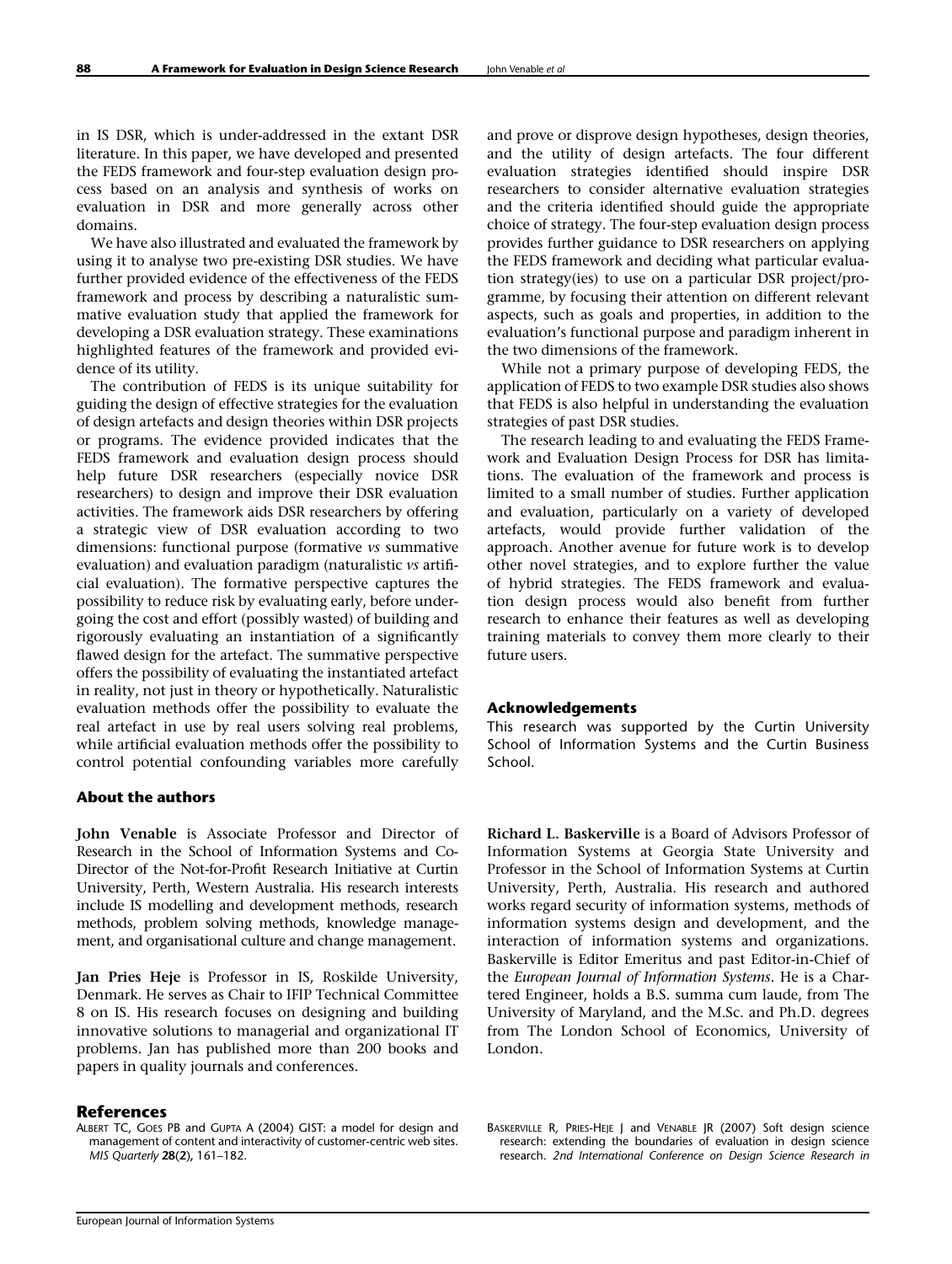in IS DSR, which is under-addressed in the extant DSR literature. In this paper, we have developed and presented the FEDS framework and four-step evaluation design process based on an analysis and synthesis of works on evaluation in DSR and more generally across other domains.

We have also illustrated and evaluated the framework by using it to analyse two pre-existing DSR studies. We have further provided evidence of the effectiveness of the FEDS framework and process by describing a naturalistic summative evaluation study that applied the framework for developing a DSR evaluation strategy. These examinations highlighted features of the framework and provided evidence of its utility.

The contribution of FEDS is its unique suitability for guiding the design of effective strategies for the evaluation of design artefacts and design theories within DSR projects or programs. The evidence provided indicates that the FEDS framework and evaluation design process should help future DSR researchers (especially novice DSR researchers) to design and improve their DSR evaluation activities. The framework aids DSR researchers by offering a strategic view of DSR evaluation according to two dimensions: functional purpose (formative *vs* summative evaluation) and evaluation paradigm (naturalistic *vs* artificial evaluation). The formative perspective captures the possibility to reduce risk by evaluating early, before undergoing the cost and effort (possibly wasted) of building and rigorously evaluating an instantiation of a significantly flawed design for the artefact. The summative perspective offers the possibility of evaluating the instantiated artefact in reality, not just in theory or hypothetically. Naturalistic evaluation methods offer the possibility to evaluate the real artefact in use by real users solving real problems, while artificial evaluation methods offer the possibility to control potential confounding variables more carefully and prove or disprove design hypotheses, design theories, and the utility of design artefacts. The four different evaluation strategies identified should inspire DSR researchers to consider alternative evaluation strategies and the criteria identified should guide the appropriate choice of strategy. The four-step evaluation design process provides further guidance to DSR researchers on applying the FEDS framework and deciding what particular evaluation strategy(ies) to use on a particular DSR project/programme, by focusing their attention on different relevant aspects, such as goals and properties, in addition to the evaluation's functional purpose and paradigm inherent in the two dimensions of the framework.

While not a primary purpose of developing FEDS, the application of FEDS to two example DSR studies also shows that FEDS is also helpful in understanding the evaluation strategies of past DSR studies.

The research leading to and evaluating the FEDS Framework and Evaluation Design Process for DSR has limitations. The evaluation of the framework and process is limited to a small number of studies. Further application and evaluation, particularly on a variety of developed artefacts, would provide further validation of the approach. Another avenue for future work is to develop other novel strategies, and to explore further the value of hybrid strategies. The FEDS framework and evaluation design process would also benefit from further research to enhance their features as well as developing training materials to convey them more clearly to their future users.

## Acknowledgements

This research was supported by the Curtin University School of Information Systems and the Curtin Business School.

## About the authors

**John Venable** is Associate Professor and Director of Research in the School of Information Systems and Co-Director of the Not-for-Profit Research Initiative at Curtin University, Perth, Western Australia. His research interests include IS modelling and development methods, research methods, problem solving methods, knowledge management, and organisational culture and change management.

**Jan Pries Heje** is Professor in IS, Roskilde University, Denmark. He serves as Chair to IFIP Technical Committee 8 on IS. His research focuses on designing and building innovative solutions to managerial and organizational IT problems. Jan has published more than 200 books and papers in quality journals and conferences.

**Richard L. Baskerville** is a Board of Advisors Professor of Information Systems at Georgia State University and Professor in the School of Information Systems at Curtin University, Perth, Australia. His research and authored works regard security of information systems, methods of information systems design and development, and the interaction of information systems and organizations. Baskerville is Editor Emeritus and past Editor-in-Chief of the *European Journal of Information Systems*. He is a Chartered Engineer, holds a B.S. summa cum laude, from The University of Maryland, and the M.Sc. and Ph.D. degrees from The London School of Economics, University of London.

## References

Albert TC, Goes PB and Gupta A (2004) GIST: a model for design and management of content and interactivity of customer-centric web sites. *MIS Quarterly* **28**(**2**), 161–182.

Baskerville R, Pries-Heje J and Venable JR (2007) Soft design science research: extending the boundaries of evaluation in design science research. *2nd International Conference on Design Science Research in*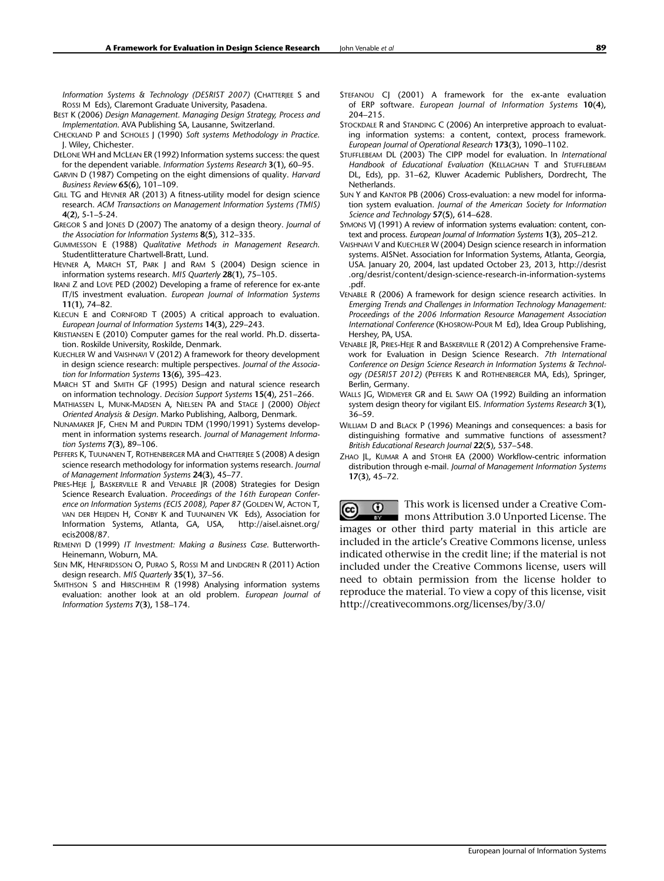*Information Systems & Technology (DESRIST 2007)* (Chatterjee S and Rossi M Eds), Claremont Graduate University, Pasadena.

Best K (2006) *Design Management. Managing Design Strategy, Process and Implementation*. AVA Publishing SA, Lausanne, Switzerland.

Checkland P and Scholes J (1990) *Soft systems Methodology in Practice*. J. Wiley, Chichester.

DeLone WH and McLean ER (1992) Information systems success: the quest for the dependent variable. *Information Systems Research* **3**(**1**), 60–95.

Garvin D (1987) Competing on the eight dimensions of quality. *Harvard Business Review* **65**(**6**), 101–109.

Gill TG and Hevner AR (2013) A fitness-utility model for design science research. *ACM Transactions on Management Information Systems (TMIS)* **4**(**2**), 5-1–5-24.

Gregor S and Jones D (2007) The anatomy of a design theory. *Journal of the Association for Information Systems* **8**(**5**), 312–335.

Gummesson E (1988) *Qualitative Methods in Management Research*. Studentlitterature Chartwell-Bratt, Lund.

Hevner A, March ST, Park J and Ram S (2004) Design science in information systems research. *MIS Quarterly* **28**(**1**), 75–105.

Irani Z and Love PED (2002) Developing a frame of reference for ex-ante IT/IS investment evaluation. *European Journal of Information Systems* **11**(**1**), 74–82.

Klecun E and Cornford T (2005) A critical approach to evaluation. *European Journal of Information Systems* **14**(**3**), 229–243.

Kristiansen E (2010) Computer games for the real world. Ph.D. dissertation. Roskilde University, Roskilde, Denmark.

Kuechler W and Vaishnavi V (2012) A framework for theory development in design science research: multiple perspectives. *Journal of the Association for Information Systems* **13**(**6**), 395–423.

March ST and Smith GF (1995) Design and natural science research on information technology. *Decision Support Systems* **15**(**4**), 251–266.

Mathiassen L, Munk-Madsen A, Nielsen PA and Stage J (2000) *Object Oriented Analysis & Design*. Marko Publishing, Aalborg, Denmark.

Nunamaker JF, Chen M and Purdin TDM (1990/1991) Systems development in information systems research. *Journal of Management Information Systems* **7**(**3**), 89–106.

Peffers K, Tuunanen T, Rothenberger MA and Chatterjee S (2008) A design science research methodology for information systems research. *Journal of Management Information Systems* **24**(**3**), 45–77.

Pries-Heje J, Baskerville R and Venable JR (2008) Strategies for Design Science Research Evaluation. *Proceedings of the 16th European Conference on Information Systems (ECIS 2008), Paper 87* (Golden W, Acton T, van der Heijden H, Conby K and Tuunainen VK Eds), Association for Information Systems, Atlanta, GA, USA, http://aisel.aisnet.org/ecis2008/87.

Remenyi D (1999) *IT Investment: Making a Business Case*. Butterworth-Heinemann, Woburn, MA.

Sein MK, Henfridsson O, Purao S, Rossi M and Lindgren R (2011) Action design research. *MIS Quarterly* **35**(**1**), 37–56.

Smithson S and Hirschheim R (1998) Analysing information systems evaluation: another look at an old problem. *European Journal of Information Systems* **7**(**3**), 158–174.

Stefanou CJ (2001) A framework for the ex-ante evaluation of ERP software. *European Journal of Information Systems* **10**(**4**), 204–215.

Stockdale R and Standing C (2006) An interpretive approach to evaluating information systems: a content, context, process framework. *European Journal of Operational Research* **173**(**3**), 1090–1102.

Stufflebeam DL (2003) The CIPP model for evaluation. In *International Handbook of Educational Evaluation* (Kellaghan T and Stufflebeam DL, Eds), pp. 31–62, Kluwer Academic Publishers, Dordrecht, The Netherlands.

Sun Y and Kantor PB (2006) Cross-evaluation: a new model for information system evaluation. *Journal of the American Society for Information Science and Technology* **57**(**5**), 614–628.

Symons VJ (1991) A review of information systems evaluation: content, context and process. *European Journal of Information Systems* **1**(**3**), 205–212.

Vaishnavi V and Kuechler W (2004) Design science research in information systems. AISNet. Association for Information Systems, Atlanta, Georgia, USA. January 20, 2004, last updated October 23, 2013, http://desrist.org/desrist/content/design-science-research-in-information-systems.pdf.

Venable R (2006) A framework for design science research activities. In *Emerging Trends and Challenges in Information Technology Management: Proceedings of the 2006 Information Resource Management Association International Conference* (Khosrow-Pour M Ed), Idea Group Publishing, Hershey, PA, USA.

Venable JR, Pries-Heje R and Baskerville R (2012) A Comprehensive Framework for Evaluation in Design Science Research. *7th International Conference on Design Science Research in Information Systems & Technology (DESRIST 2012)* (Peffers K and Rothenberger MA, Eds), Springer, Berlin, Germany.

Walls JG, Widmeyer GR and El Sawy OA (1992) Building an information system design theory for vigilant EIS. *Information Systems Research* **3**(**1**), 36–59.

William D and Black P (1996) Meanings and consequences: a basis for distinguishing formative and summative functions of assessment? *British Educational Research Journal* **22**(**5**), 537–548.

Zhao JL, Kumar A and Stohr EA (2000) Workflow-centric information distribution through e-mail. *Journal of Management Information Systems* **17**(**3**), 45–72.

This work is licensed under a Creative Commons Attribution 3.0 Unported License. The images or other third party material in this article are included in the article's Creative Commons license, unless indicated otherwise in the credit line; if the material is not included under the Creative Commons license, users will need to obtain permission from the license holder to reproduce the material. To view a copy of this license, visit http://creativecommons.org/licenses/by/3.0/